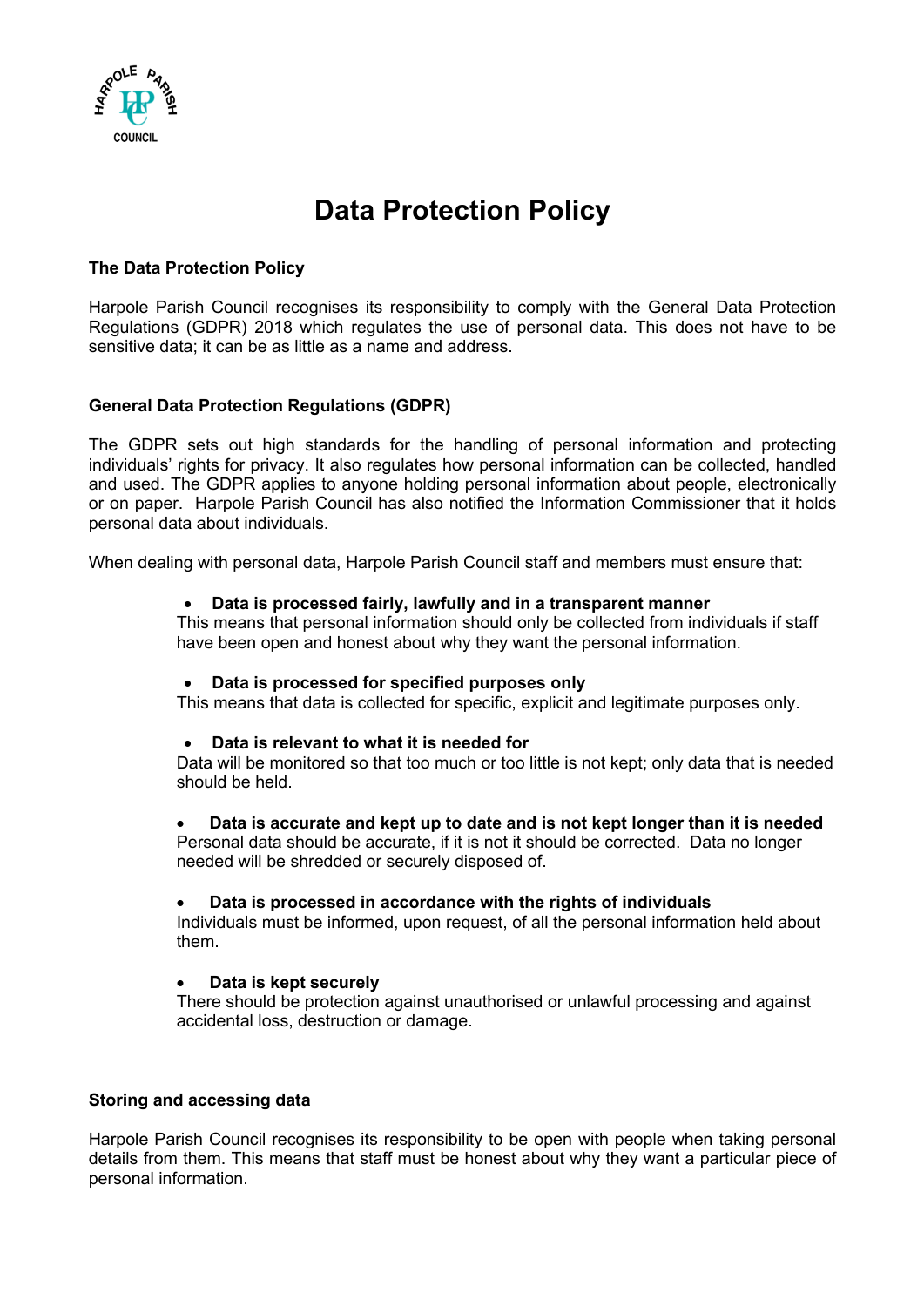# Data Protection Policy

### The Data Protection Policy

Harpole Parish Council recognises its responsibility to comply with the General Data Protection Regulations (GDPR) 2018 which regulates the use of personal data. This does not have to be sensitive data; it can be as little as a name and address.

### General Data Protection Regulations (GDPR)

The GDPR sets out high standards for the handling of personal information and protecting individuals' rights for privacy. It also regulates how personal information can be collected, handled and used. The GDPR applies to anyone holding personal information about people, electronically or on paper. Harpole Parish Council has also notified the Information Commissioner that it holds personal data about individuals.

When dealing with personal data, Harpole Parish Council staff and members must ensure that:

- **Data is processed fairly, lawfully and in a transparent manner**
  This means that personal information should only be collected from individuals if staff have been open and honest about why they want the personal information.

- **Data is processed for specified purposes only**
  This means that data is collected for specific, explicit and legitimate purposes only.

- **Data is relevant to what it is needed for**
  Data will be monitored so that too much or too little is not kept; only data that is needed should be held.

- **Data is accurate and kept up to date and is not kept longer than it is needed**
  Personal data should be accurate, if it is not it should be corrected. Data no longer needed will be shredded or securely disposed of.

- **Data is processed in accordance with the rights of individuals**
  Individuals must be informed, upon request, of all the personal information held about them.

- **Data is kept securely**
  There should be protection against unauthorised or unlawful processing and against accidental loss, destruction or damage.

### Storing and accessing data

Harpole Parish Council recognises its responsibility to be open with people when taking personal details from them. This means that staff must be honest about why they want a particular piece of personal information.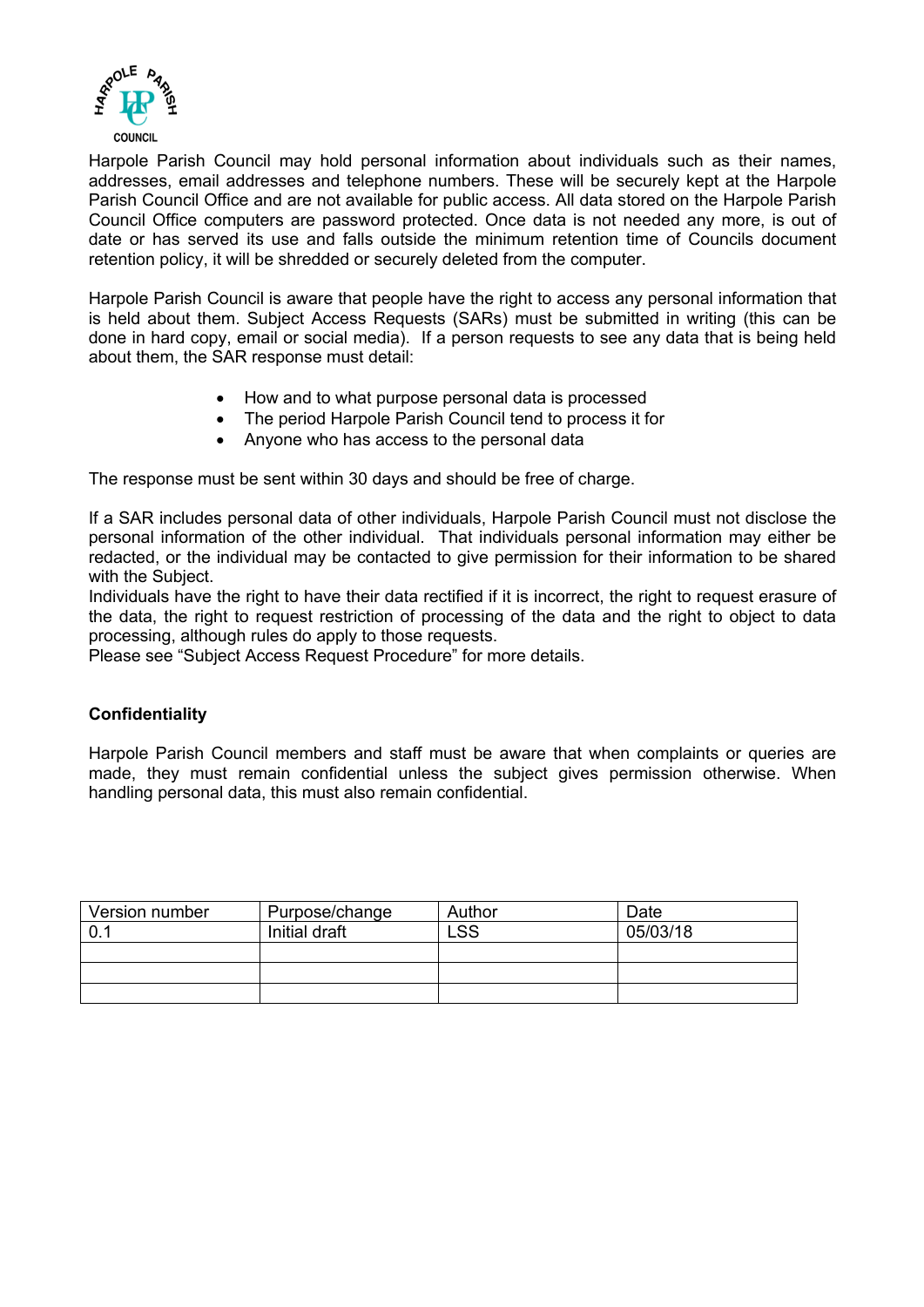Harpole Parish Council may hold personal information about individuals such as their names, addresses, email addresses and telephone numbers. These will be securely kept at the Harpole Parish Council Office and are not available for public access. All data stored on the Harpole Parish Council Office computers are password protected. Once data is not needed any more, is out of date or has served its use and falls outside the minimum retention time of Councils document retention policy, it will be shredded or securely deleted from the computer.

Harpole Parish Council is aware that people have the right to access any personal information that is held about them. Subject Access Requests (SARs) must be submitted in writing (this can be done in hard copy, email or social media). If a person requests to see any data that is being held about them, the SAR response must detail:

- How and to what purpose personal data is processed
- The period Harpole Parish Council tend to process it for
- Anyone who has access to the personal data

The response must be sent within 30 days and should be free of charge.

If a SAR includes personal data of other individuals, Harpole Parish Council must not disclose the personal information of the other individual. That individuals personal information may either be redacted, or the individual may be contacted to give permission for their information to be shared with the Subject.
Individuals have the right to have their data rectified if it is incorrect, the right to request erasure of the data, the right to request restriction of processing of the data and the right to object to data processing, although rules do apply to those requests.
Please see "Subject Access Request Procedure" for more details.

**Confidentiality**

Harpole Parish Council members and staff must be aware that when complaints or queries are made, they must remain confidential unless the subject gives permission otherwise. When handling personal data, this must also remain confidential.

| Version number | Purpose/change | Author | Date |
|---|---|---|---|
| 0.1 | Initial draft | LSS | 05/03/18 |
| | | | |
| | | | |
| | | | |